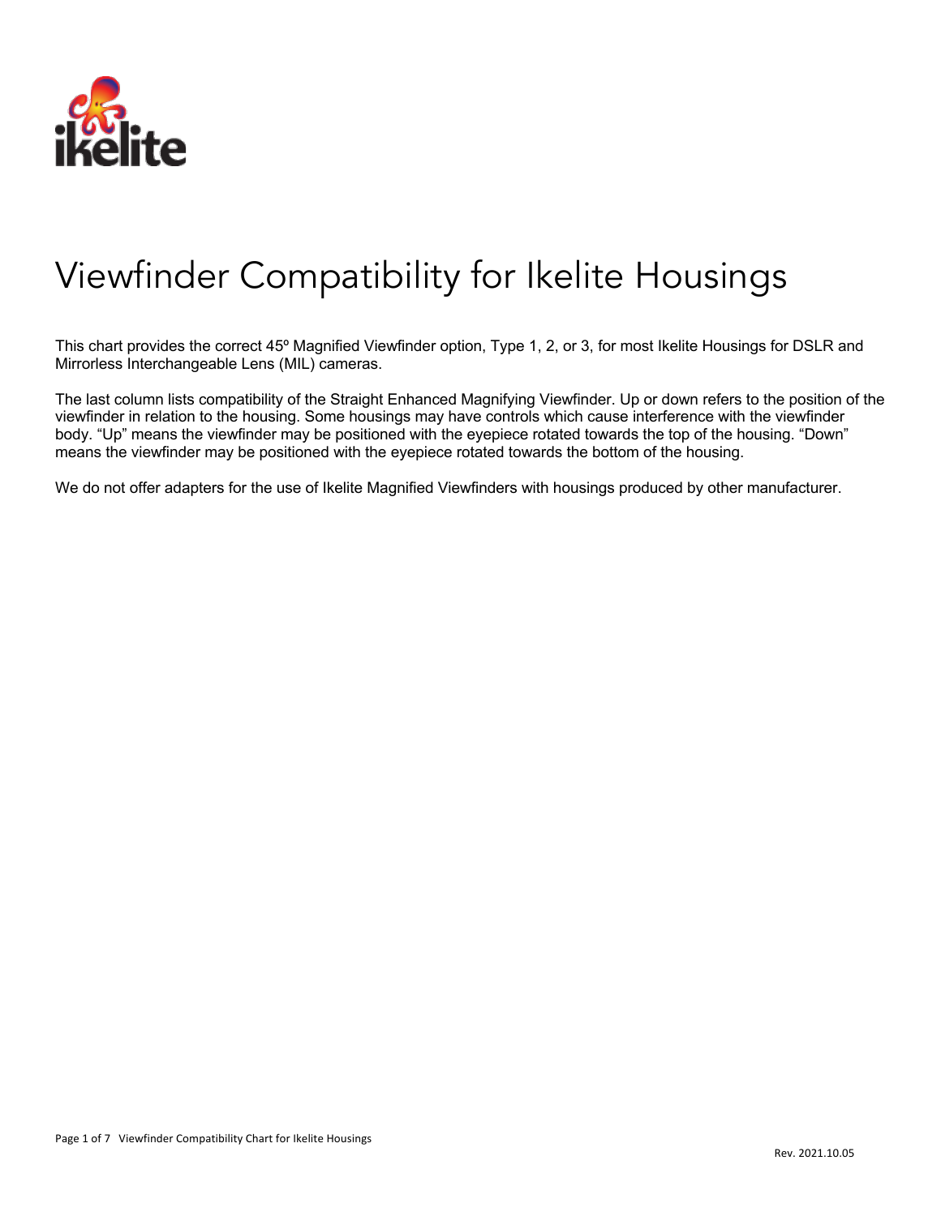# Viewfinder Compatibility for Ikelite Housings

This chart provides the correct 45º Magnified Viewfinder option, Type 1, 2, or 3, for most Ikelite Housings for DSLR and Mirrorless Interchangeable Lens (MIL) cameras.

The last column lists compatibility of the Straight Enhanced Magnifying Viewfinder. Up or down refers to the position of the viewfinder in relation to the housing. Some housings may have controls which cause interference with the viewfinder body. "Up" means the viewfinder may be positioned with the eyepiece rotated towards the top of the housing. "Down" means the viewfinder may be positioned with the eyepiece rotated towards the bottom of the housing.

We do not offer adapters for the use of Ikelite Magnified Viewfinders with housings produced by other manufacturer.

Rev. 2021.10.05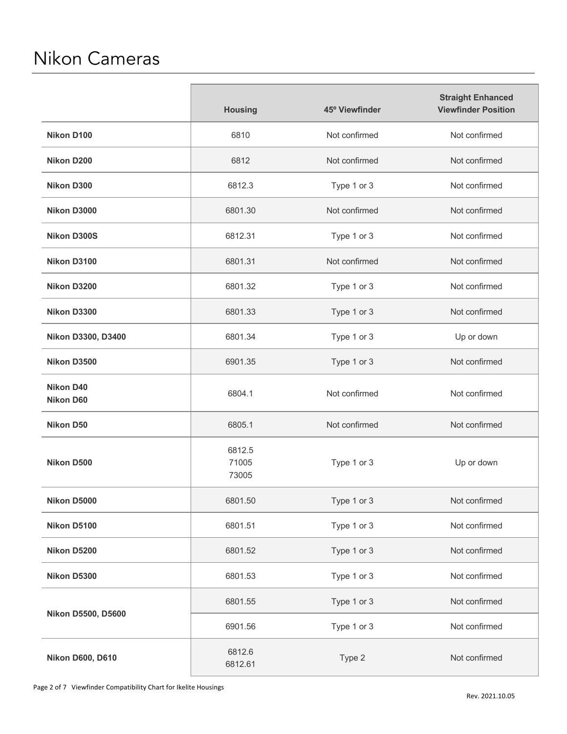# Nikon Cameras

| | Housing | 45º Viewfinder | Straight Enhanced Viewfinder Position |
|---|---|---|---|
| **Nikon D100** | 6810 | Not confirmed | Not confirmed |
| **Nikon D200** | 6812 | Not confirmed | Not confirmed |
| **Nikon D300** | 6812.3 | Type 1 or 3 | Not confirmed |
| **Nikon D3000** | 6801.30 | Not confirmed | Not confirmed |
| **Nikon D300S** | 6812.31 | Type 1 or 3 | Not confirmed |
| **Nikon D3100** | 6801.31 | Not confirmed | Not confirmed |
| **Nikon D3200** | 6801.32 | Type 1 or 3 | Not confirmed |
| **Nikon D3300** | 6801.33 | Type 1 or 3 | Not confirmed |
| **Nikon D3300, D3400** | 6801.34 | Type 1 or 3 | Up or down |
| **Nikon D3500** | 6901.35 | Type 1 or 3 | Not confirmed |
| **Nikon D40**<br>**Nikon D60** | 6804.1 | Not confirmed | Not confirmed |
| **Nikon D50** | 6805.1 | Not confirmed | Not confirmed |
| **Nikon D500** | 6812.5<br>71005<br>73005 | Type 1 or 3 | Up or down |
| **Nikon D5000** | 6801.50 | Type 1 or 3 | Not confirmed |
| **Nikon D5100** | 6801.51 | Type 1 or 3 | Not confirmed |
| **Nikon D5200** | 6801.52 | Type 1 or 3 | Not confirmed |
| **Nikon D5300** | 6801.53 | Type 1 or 3 | Not confirmed |
| **Nikon D5500, D5600** | 6801.55 | Type 1 or 3 | Not confirmed |
| | 6901.56 | Type 1 or 3 | Not confirmed |
| **Nikon D600, D610** | 6812.6<br>6812.61 | Type 2 | Not confirmed |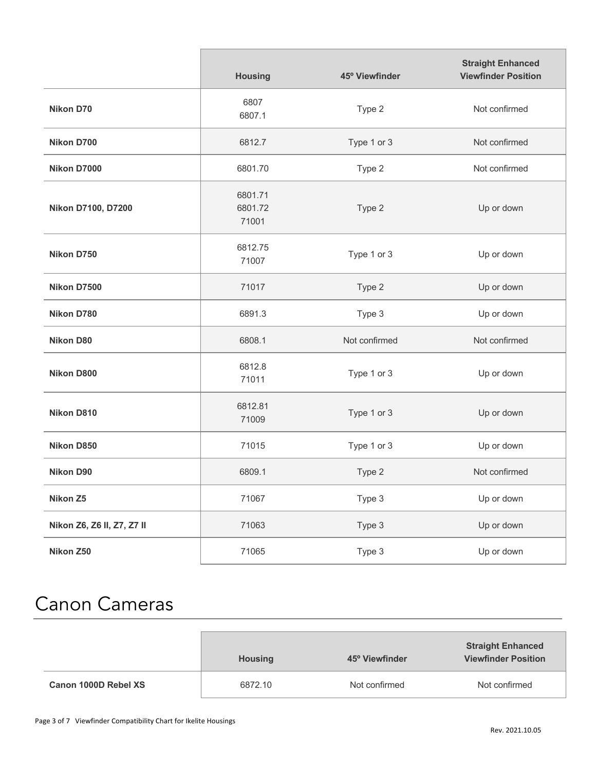| | Housing | 45º Viewfinder | Straight Enhanced Viewfinder Position |
|---|---|---|---|
| **Nikon D70** | 6807<br>6807.1 | Type 2 | Not confirmed |
| **Nikon D700** | 6812.7 | Type 1 or 3 | Not confirmed |
| **Nikon D7000** | 6801.70 | Type 2 | Not confirmed |
| **Nikon D7100, D7200** | 6801.71<br>6801.72<br>71001 | Type 2 | Up or down |
| **Nikon D750** | 6812.75<br>71007 | Type 1 or 3 | Up or down |
| **Nikon D7500** | 71017 | Type 2 | Up or down |
| **Nikon D780** | 6891.3 | Type 3 | Up or down |
| **Nikon D80** | 6808.1 | Not confirmed | Not confirmed |
| **Nikon D800** | 6812.8<br>71011 | Type 1 or 3 | Up or down |
| **Nikon D810** | 6812.81<br>71009 | Type 1 or 3 | Up or down |
| **Nikon D850** | 71015 | Type 1 or 3 | Up or down |
| **Nikon D90** | 6809.1 | Type 2 | Not confirmed |
| **Nikon Z5** | 71067 | Type 3 | Up or down |
| **Nikon Z6, Z6 II, Z7, Z7 II** | 71063 | Type 3 | Up or down |
| **Nikon Z50** | 71065 | Type 3 | Up or down |

# Canon Cameras

| | Housing | 45º Viewfinder | Straight Enhanced Viewfinder Position |
|---|---|---|---|
| **Canon 1000D Rebel XS** | 6872.10 | Not confirmed | Not confirmed |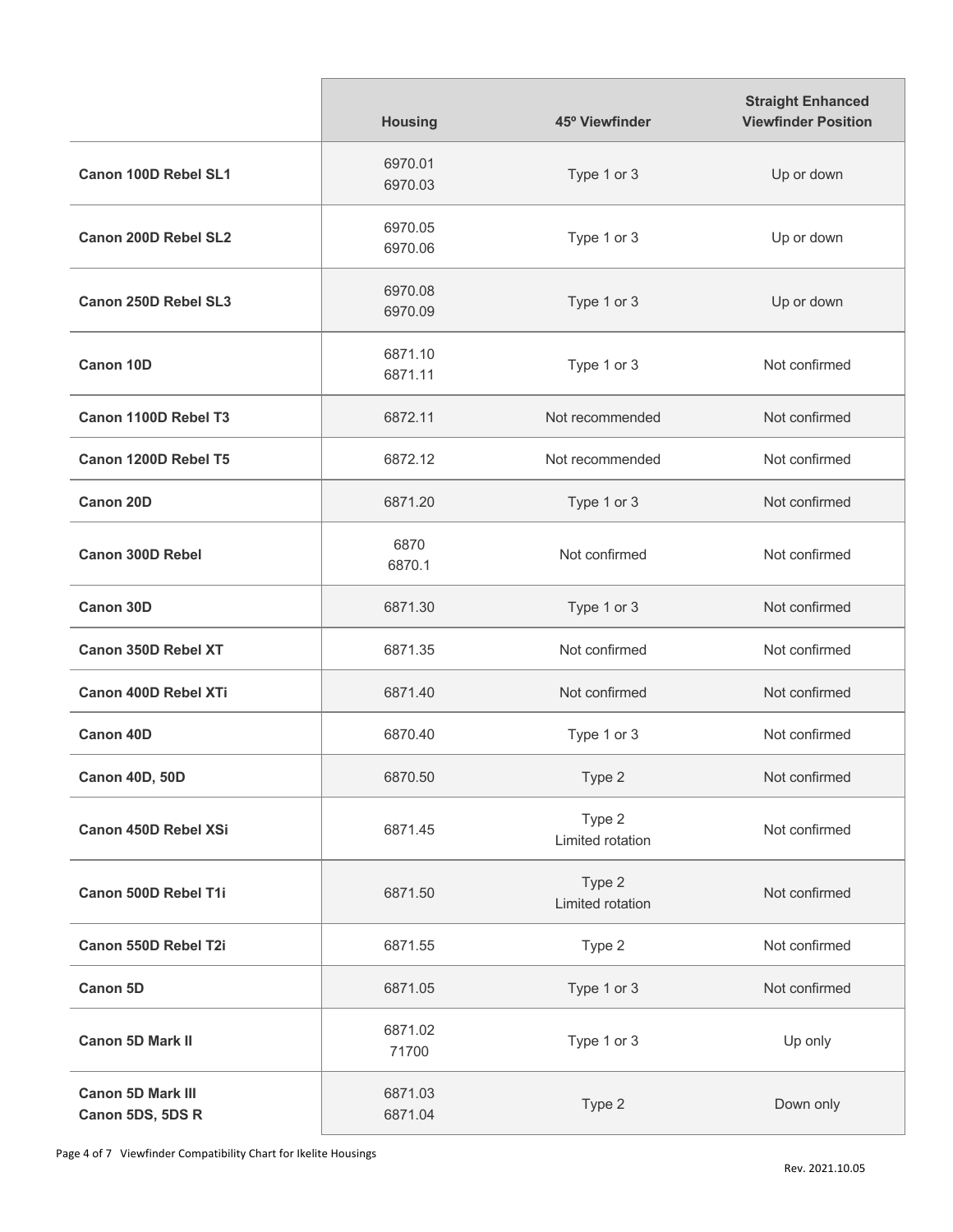| | Housing | 45º Viewfinder | Straight Enhanced Viewfinder Position |
|---|---|---|---|
| **Canon 100D Rebel SL1** | 6970.01<br>6970.03 | Type 1 or 3 | Up or down |
| **Canon 200D Rebel SL2** | 6970.05<br>6970.06 | Type 1 or 3 | Up or down |
| **Canon 250D Rebel SL3** | 6970.08<br>6970.09 | Type 1 or 3 | Up or down |
| **Canon 10D** | 6871.10<br>6871.11 | Type 1 or 3 | Not confirmed |
| **Canon 1100D Rebel T3** | 6872.11 | Not recommended | Not confirmed |
| **Canon 1200D Rebel T5** | 6872.12 | Not recommended | Not confirmed |
| **Canon 20D** | 6871.20 | Type 1 or 3 | Not confirmed |
| **Canon 300D Rebel** | 6870<br>6870.1 | Not confirmed | Not confirmed |
| **Canon 30D** | 6871.30 | Type 1 or 3 | Not confirmed |
| **Canon 350D Rebel XT** | 6871.35 | Not confirmed | Not confirmed |
| **Canon 400D Rebel XTi** | 6871.40 | Not confirmed | Not confirmed |
| **Canon 40D** | 6870.40 | Type 1 or 3 | Not confirmed |
| **Canon 40D, 50D** | 6870.50 | Type 2 | Not confirmed |
| **Canon 450D Rebel XSi** | 6871.45 | Type 2<br>Limited rotation | Not confirmed |
| **Canon 500D Rebel T1i** | 6871.50 | Type 2<br>Limited rotation | Not confirmed |
| **Canon 550D Rebel T2i** | 6871.55 | Type 2 | Not confirmed |
| **Canon 5D** | 6871.05 | Type 1 or 3 | Not confirmed |
| **Canon 5D Mark II** | 6871.02<br>71700 | Type 1 or 3 | Up only |
| **Canon 5D Mark III**<br>**Canon 5DS, 5DS R** | 6871.03<br>6871.04 | Type 2 | Down only |

Rev. 2021.10.05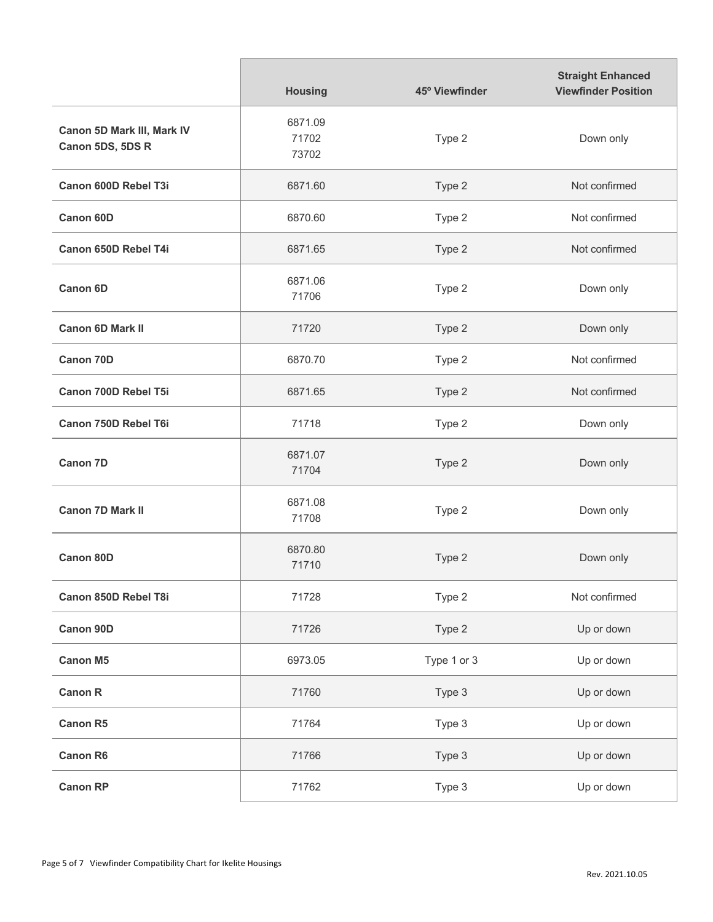| | Housing | 45º Viewfinder | Straight Enhanced Viewfinder Position |
|---|---|---|---|
| **Canon 5D Mark III, Mark IV Canon 5DS, 5DS R** | 6871.09<br>71702<br>73702 | Type 2 | Down only |
| **Canon 600D Rebel T3i** | 6871.60 | Type 2 | Not confirmed |
| **Canon 60D** | 6870.60 | Type 2 | Not confirmed |
| **Canon 650D Rebel T4i** | 6871.65 | Type 2 | Not confirmed |
| **Canon 6D** | 6871.06<br>71706 | Type 2 | Down only |
| **Canon 6D Mark II** | 71720 | Type 2 | Down only |
| **Canon 70D** | 6870.70 | Type 2 | Not confirmed |
| **Canon 700D Rebel T5i** | 6871.65 | Type 2 | Not confirmed |
| **Canon 750D Rebel T6i** | 71718 | Type 2 | Down only |
| **Canon 7D** | 6871.07<br>71704 | Type 2 | Down only |
| **Canon 7D Mark II** | 6871.08<br>71708 | Type 2 | Down only |
| **Canon 80D** | 6870.80<br>71710 | Type 2 | Down only |
| **Canon 850D Rebel T8i** | 71728 | Type 2 | Not confirmed |
| **Canon 90D** | 71726 | Type 2 | Up or down |
| **Canon M5** | 6973.05 | Type 1 or 3 | Up or down |
| **Canon R** | 71760 | Type 3 | Up or down |
| **Canon R5** | 71764 | Type 3 | Up or down |
| **Canon R6** | 71766 | Type 3 | Up or down |
| **Canon RP** | 71762 | Type 3 | Up or down |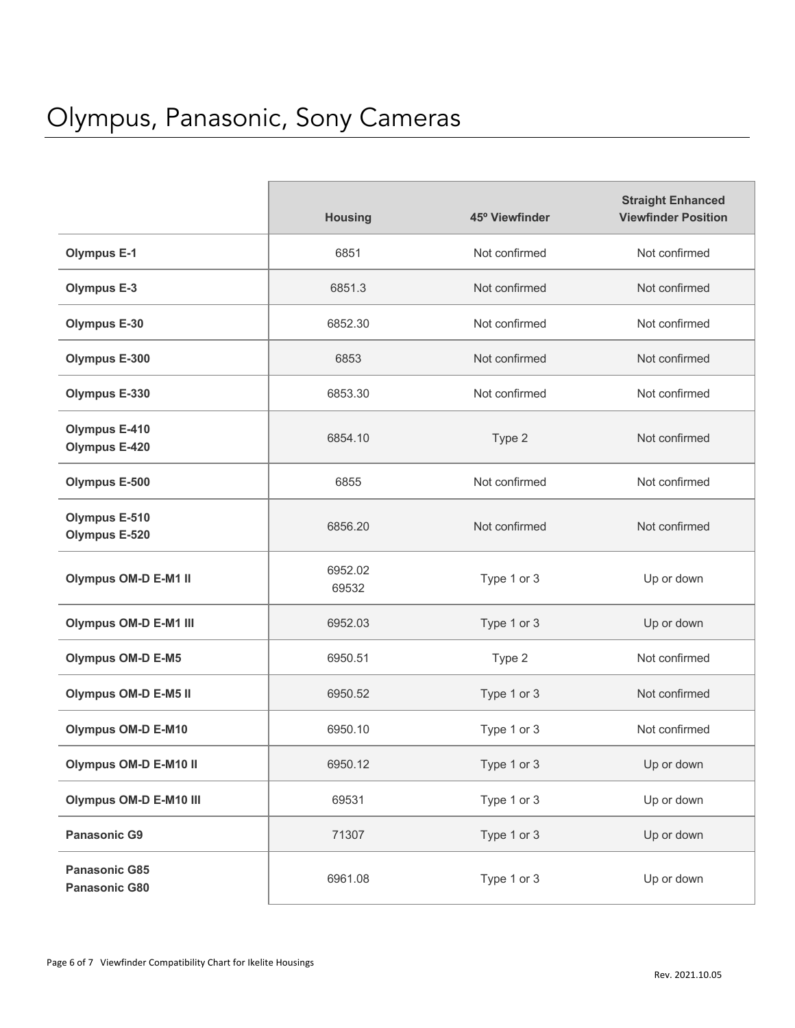# Olympus, Panasonic, Sony Cameras

| | Housing | 45º Viewfinder | Straight Enhanced Viewfinder Position |
|---|---|---|---|
| **Olympus E-1** | 6851 | Not confirmed | Not confirmed |
| **Olympus E-3** | 6851.3 | Not confirmed | Not confirmed |
| **Olympus E-30** | 6852.30 | Not confirmed | Not confirmed |
| **Olympus E-300** | 6853 | Not confirmed | Not confirmed |
| **Olympus E-330** | 6853.30 | Not confirmed | Not confirmed |
| **Olympus E-410**<br>**Olympus E-420** | 6854.10 | Type 2 | Not confirmed |
| **Olympus E-500** | 6855 | Not confirmed | Not confirmed |
| **Olympus E-510**<br>**Olympus E-520** | 6856.20 | Not confirmed | Not confirmed |
| **Olympus OM-D E-M1 II** | 6952.02<br>69532 | Type 1 or 3 | Up or down |
| **Olympus OM-D E-M1 III** | 6952.03 | Type 1 or 3 | Up or down |
| **Olympus OM-D E-M5** | 6950.51 | Type 2 | Not confirmed |
| **Olympus OM-D E-M5 II** | 6950.52 | Type 1 or 3 | Not confirmed |
| **Olympus OM-D E-M10** | 6950.10 | Type 1 or 3 | Not confirmed |
| **Olympus OM-D E-M10 II** | 6950.12 | Type 1 or 3 | Up or down |
| **Olympus OM-D E-M10 III** | 69531 | Type 1 or 3 | Up or down |
| **Panasonic G9** | 71307 | Type 1 or 3 | Up or down |
| **Panasonic G85**<br>**Panasonic G80** | 6961.08 | Type 1 or 3 | Up or down |

Rev. 2021.10.05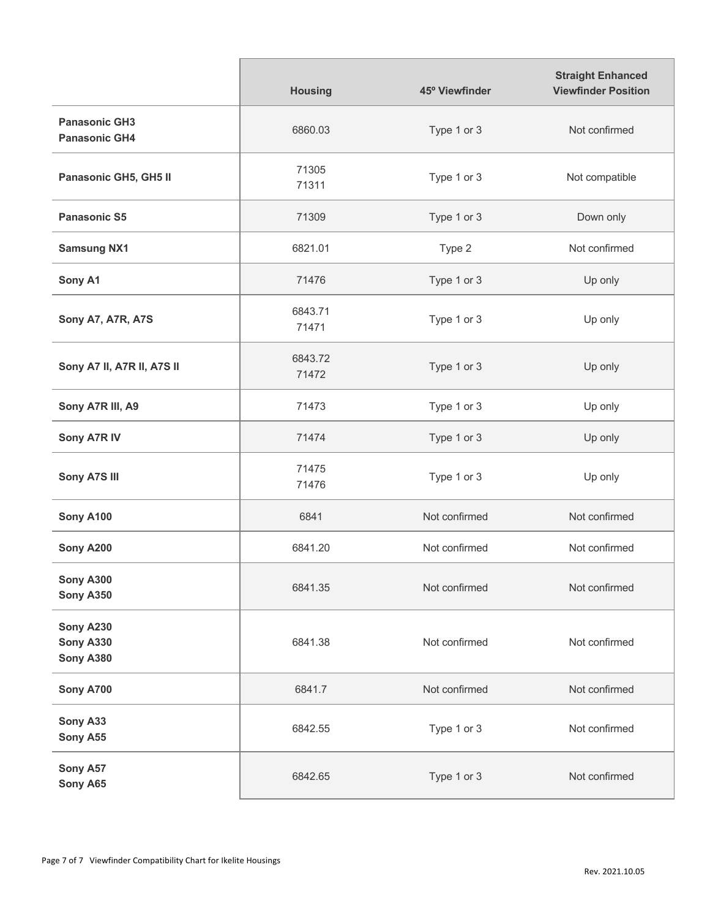| | Housing | 45º Viewfinder | Straight Enhanced Viewfinder Position |
|---|---|---|---|
| **Panasonic GH3**<br>**Panasonic GH4** | 6860.03 | Type 1 or 3 | Not confirmed |
| **Panasonic GH5, GH5 II** | 71305<br>71311 | Type 1 or 3 | Not compatible |
| **Panasonic S5** | 71309 | Type 1 or 3 | Down only |
| **Samsung NX1** | 6821.01 | Type 2 | Not confirmed |
| **Sony A1** | 71476 | Type 1 or 3 | Up only |
| **Sony A7, A7R, A7S** | 6843.71<br>71471 | Type 1 or 3 | Up only |
| **Sony A7 II, A7R II, A7S II** | 6843.72<br>71472 | Type 1 or 3 | Up only |
| **Sony A7R III, A9** | 71473 | Type 1 or 3 | Up only |
| **Sony A7R IV** | 71474 | Type 1 or 3 | Up only |
| **Sony A7S III** | 71475<br>71476 | Type 1 or 3 | Up only |
| **Sony A100** | 6841 | Not confirmed | Not confirmed |
| **Sony A200** | 6841.20 | Not confirmed | Not confirmed |
| **Sony A300**<br>**Sony A350** | 6841.35 | Not confirmed | Not confirmed |
| **Sony A230**<br>**Sony A330**<br>**Sony A380** | 6841.38 | Not confirmed | Not confirmed |
| **Sony A700** | 6841.7 | Not confirmed | Not confirmed |
| **Sony A33**<br>**Sony A55** | 6842.55 | Type 1 or 3 | Not confirmed |
| **Sony A57**<br>**Sony A65** | 6842.65 | Type 1 or 3 | Not confirmed |

Rev. 2021.10.05